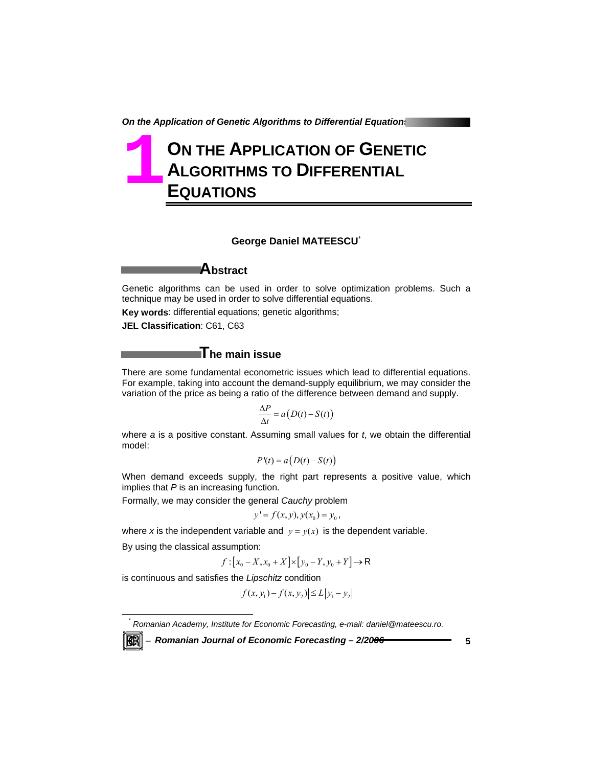# 1 On the Application of Genetic Algorithms to Differential Equations

**George Daniel MATEESCU**[*]

## Abstract

Genetic algorithms can be used in order to solve optimization problems. Such a technique may be used in order to solve differential equations.

**Key words**: differential equations; genetic algorithms;

**JEL Classification**: C61, C63

## The main issue

There are some fundamental econometric issues which lead to differential equations. For example, taking into account the demand-supply equilibrium, we may consider the variation of the price as being a ratio of the difference between demand and supply.

$$\frac{\Delta P}{\Delta t} = a\left(D(t) - S(t)\right)$$

where *a* is a positive constant. Assuming small values for *t*, we obtain the differential model:

$$P'(t) = a\left(D(t) - S(t)\right)$$

When demand exceeds supply, the right part represents a positive value, which implies that *P* is an increasing function.

Formally, we may consider the general *Cauchy* problem

$$y' = f(x, y), y(x_0) = y_0,$$

where *x* is the independent variable and $y = y(x)$ is the dependent variable.

By using the classical assumption:

$$f : \left[x_0 - X, x_0 + X\right] \times \left[y_0 - Y, y_0 + Y\right] \rightarrow \mathrm{R}$$

is continuous and satisfies the *Lipschitz* condition

$$\left|f(x, y_1) - f(x, y_2)\right| \leq L\left|y_1 - y_2\right|$$

---

[*] *Romanian Academy, Institute for Economic Forecasting, e-mail: daniel@mateescu.ro.*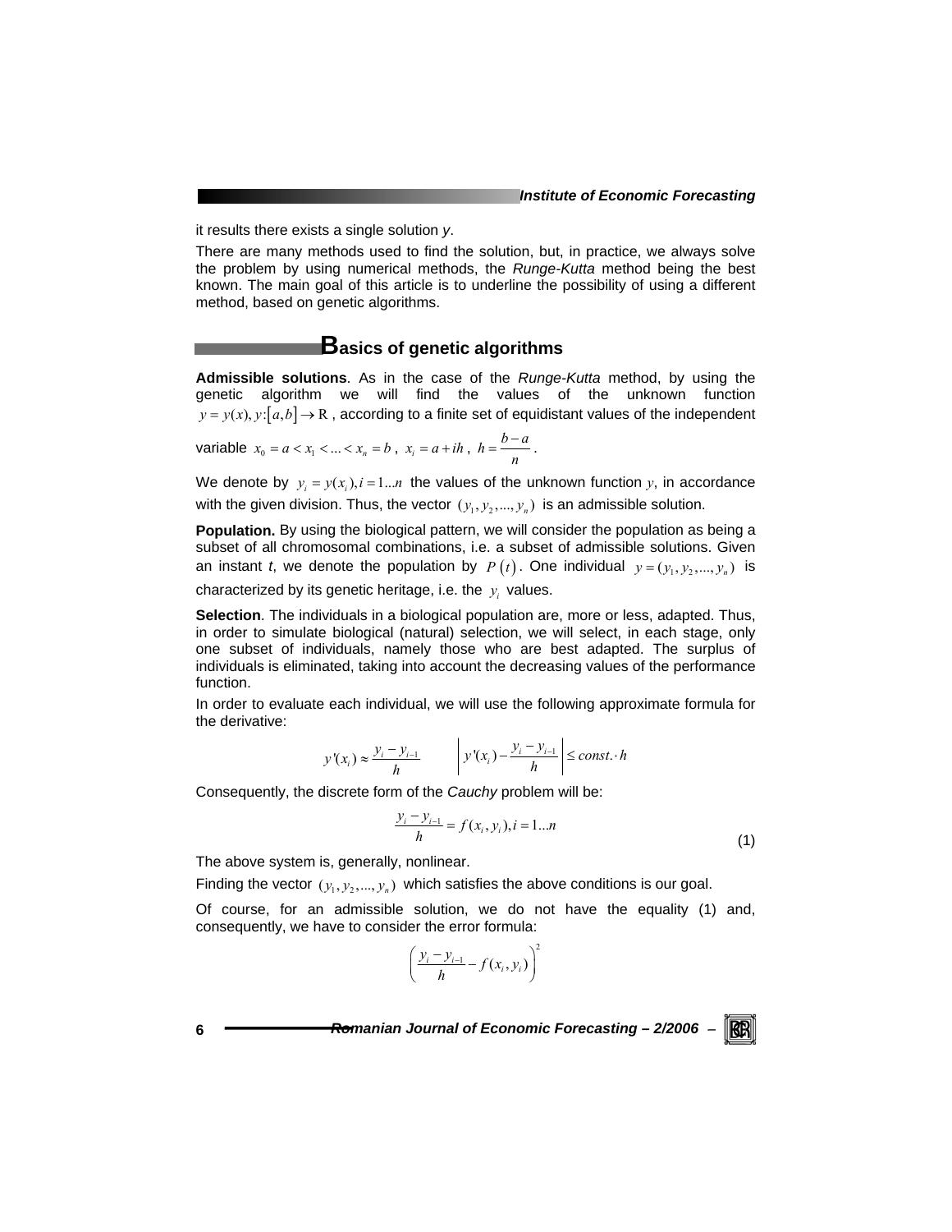it results there exists a single solution *y*.

There are many methods used to find the solution, but, in practice, we always solve the problem by using numerical methods, the *Runge-Kutta* method being the best known. The main goal of this article is to underline the possibility of using a different method, based on genetic algorithms.

## Basics of genetic algorithms

**Admissible solutions**. As in the case of the *Runge-Kutta* method, by using the genetic algorithm we will find the values of the unknown function $y = y(x), y:[a,b] \to R$, according to a finite set of equidistant values of the independent variable $x_0 = a < x_1 < ... < x_n = b$, $x_i = a + ih$, $h = \frac{b-a}{n}$.

We denote by $y_i = y(x_i), i = 1...n$ the values of the unknown function $y$, in accordance with the given division. Thus, the vector $(y_1, y_2, ..., y_n)$ is an admissible solution.

**Population.** By using the biological pattern, we will consider the population as being a subset of all chromosomal combinations, i.e. a subset of admissible solutions. Given an instant *t*, we denote the population by $P(t)$. One individual $y = (y_1, y_2, ..., y_n)$ is characterized by its genetic heritage, i.e. the $y_i$ values.

**Selection**. The individuals in a biological population are, more or less, adapted. Thus, in order to simulate biological (natural) selection, we will select, in each stage, only one subset of individuals, namely those who are best adapted. The surplus of individuals is eliminated, taking into account the decreasing values of the performance function.

In order to evaluate each individual, we will use the following approximate formula for the derivative:

$$y'(x_i) \approx \frac{y_i - y_{i-1}}{h} \qquad \left| y'(x_i) - \frac{y_i - y_{i-1}}{h} \right| \leq const. \cdot h$$

Consequently, the discrete form of the *Cauchy* problem will be:

$$\frac{y_i - y_{i-1}}{h} = f(x_i, y_i), i = 1...n \tag{1}$$

The above system is, generally, nonlinear.

Finding the vector $(y_1, y_2, ..., y_n)$ which satisfies the above conditions is our goal.

Of course, for an admissible solution, we do not have the equality (1) and, consequently, we have to consider the error formula:

$$\left( \frac{y_i - y_{i-1}}{h} - f(x_i, y_i) \right)^2$$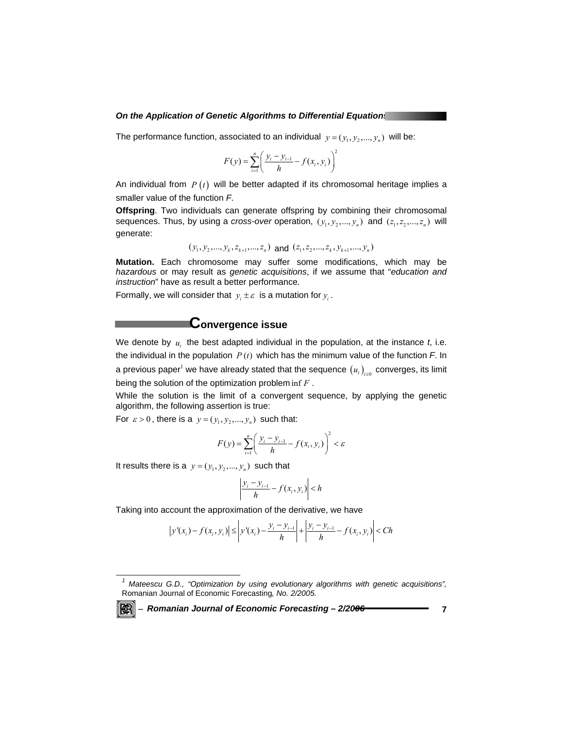The performance function, associated to an individual $y = (y_1, y_2, ..., y_n)$ will be:

$$F(y) = \sum_{i=1}^{n} \left( \frac{y_i - y_{i-1}}{h} - f(x_i, y_i) \right)^2$$

An individual from $P(t)$ will be better adapted if its chromosomal heritage implies a smaller value of the function *F*.

**Offspring**. Two individuals can generate offspring by combining their chromosomal sequences. Thus, by using a *cross-over* operation, $(y_1, y_2, ..., y_n)$ and $(z_1, z_2, ..., z_n)$ will generate:

$$(y_1, y_2, ..., y_k, z_{k+1}, ..., z_n) \text{ and } (z_1, z_2, ..., z_k, y_{k+1}, ..., y_n)$$

**Mutation.** Each chromosome may suffer some modifications, which may be *hazardous* or may result as *genetic acquisitions*, if we assume that "*education and instruction*" have as result a better performance.

Formally, we will consider that $y_i \pm \varepsilon$ is a mutation for $y_i$.

## Convergence issue

We denote by $u_t$ the best adapted individual in the population, at the instance *t*, i.e. the individual in the population $P(t)$ which has the minimum value of the function *F*. In a previous paper[1] we have already stated that the sequence $(u_t)_{t \geq 0}$ converges, its limit being the solution of the optimization problem $\inf F$.

While the solution is the limit of a convergent sequence, by applying the genetic algorithm, the following assertion is true:

For $\varepsilon > 0$, there is a $y = (y_1, y_2, ..., y_n)$ such that:

$$F(y) = \sum_{i=1}^{n} \left( \frac{y_i - y_{i-1}}{h} - f(x_i, y_i) \right)^2 < \varepsilon$$

It results there is a $y = (y_1, y_2, ..., y_n)$ such that

$$\left| \frac{y_i - y_{i-1}}{h} - f(x_i, y_i) \right| < h$$

Taking into account the approximation of the derivative, we have

$$\left| y'(x_i) - f(x_i, y_i) \right| \leq \left| y'(x_i) - \frac{y_i - y_{i-1}}{h} \right| + \left| \frac{y_i - y_{i-1}}{h} - f(x_i, y_i) \right| < Ch$$

---

[1] *Mateescu G.D., "Optimization by using evolutionary algorithms with genetic acquisitions",* Romanian Journal of Economic Forecasting*, No. 2/2005.*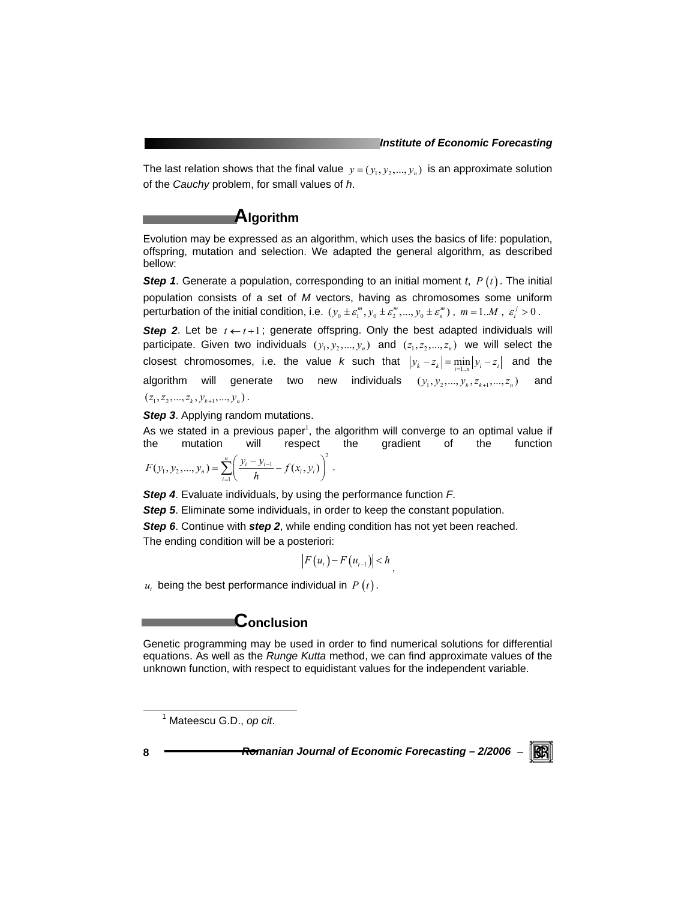The last relation shows that the final value $y = (y_1, y_2, ..., y_n)$ is an approximate solution of the *Cauchy* problem, for small values of *h*.

## Algorithm

Evolution may be expressed as an algorithm, which uses the basics of life: population, offspring, mutation and selection. We adapted the general algorithm, as described bellow:

***Step 1***. Generate a population, corresponding to an initial moment *t*, $P(t)$. The initial population consists of a set of *M* vectors, having as chromosomes some uniform perturbation of the initial condition, i.e. $(y_0 \pm \varepsilon_1^m, y_0 \pm \varepsilon_2^m, ..., y_0 \pm \varepsilon_n^m)$, $m = 1..M$, $\varepsilon_i^j > 0$.

***Step 2***. Let be $t \leftarrow t+1$; generate offspring. Only the best adapted individuals will participate. Given two individuals $(y_1, y_2, ..., y_n)$ and $(z_1, z_2, ..., z_n)$ we will select the closest chromosomes, i.e. the value *k* such that $|y_k - z_k| = \min_{i=1..n} |y_i - z_i|$ and the algorithm will generate two new individuals $(y_1, y_2, ..., y_k, z_{k+1}, ..., z_n)$ and $(z_1, z_2, ..., z_k, y_{k+1}, ..., y_n)$.

***Step 3***. Applying random mutations.

As we stated in a previous paper[1], the algorithm will converge to an optimal value if the mutation will respect the gradient of the function $F(y_1, y_2, ..., y_n) = \sum_{i=1}^{n} \left( \frac{y_i - y_{i-1}}{h} - f(x_i, y_i) \right)^2$.

***Step 4***. Evaluate individuals, by using the performance function *F*.

***Step 5***. Eliminate some individuals, in order to keep the constant population.

***Step 6***. Continue with ***step 2***, while ending condition has not yet been reached.

The ending condition will be a posteriori:

$$\left| F(u_t) - F(u_{t-1}) \right| < h,$$

$u_t$ being the best performance individual in $P(t)$.

## Conclusion

Genetic programming may be used in order to find numerical solutions for differential equations. As well as the *Runge Kutta* method, we can find approximate values of the unknown function, with respect to equidistant values for the independent variable.

---

[1] Mateescu G.D., *op cit*.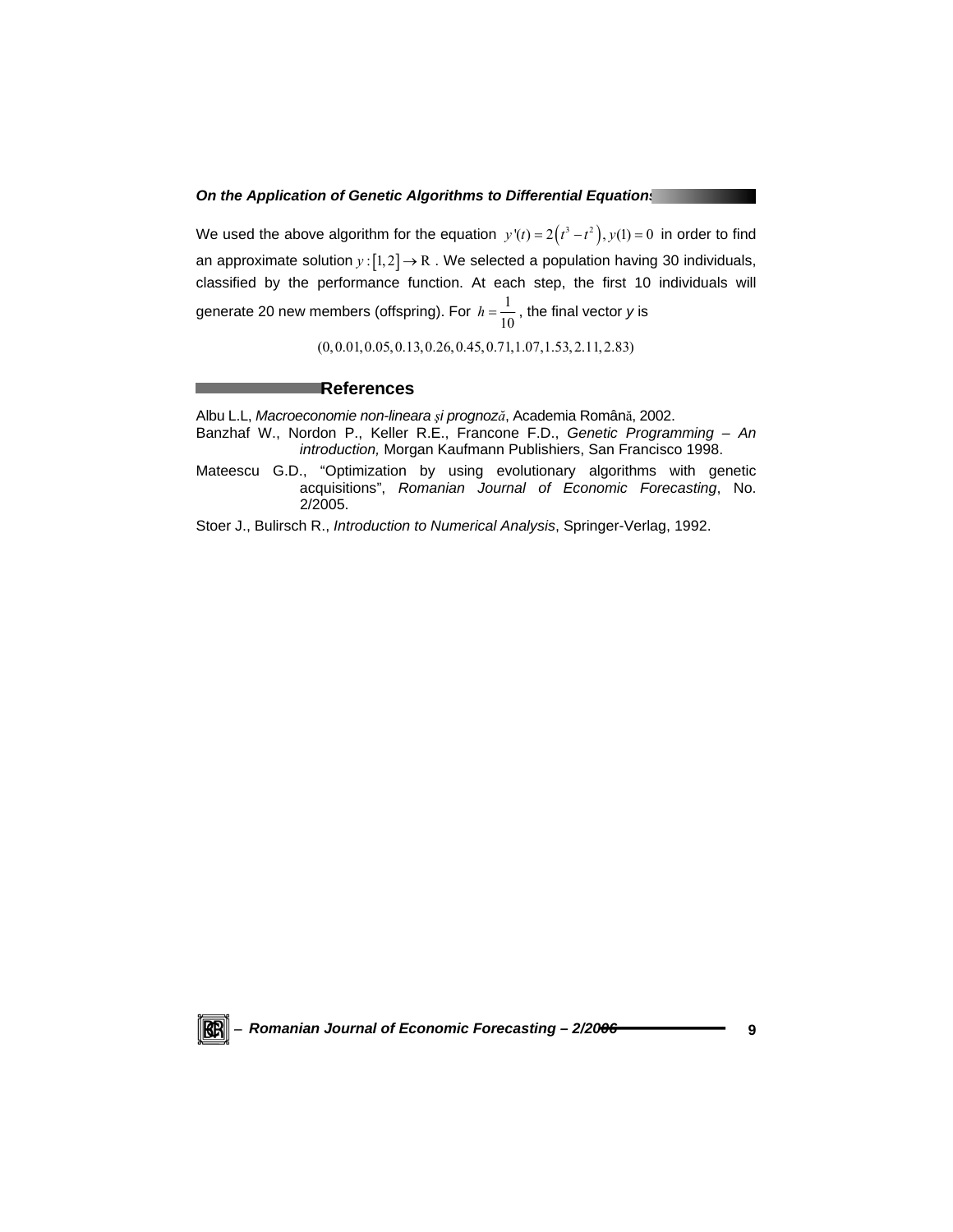We used the above algorithm for the equation $y'(t) = 2\left(t^3 - t^2\right), y(1) = 0$ in order to find an approximate solution $y : [1,2] \to \mathrm{R}$. We selected a population having 30 individuals, classified by the performance function. At each step, the first 10 individuals will generate 20 new members (offspring). For $h = \frac{1}{10}$, the final vector *y* is

$$(0, 0.01, 0.05, 0.13, 0.26, 0.45, 0.71, 1.07, 1.53, 2.11, 2.83)$$

## References

Albu L.L, *Macroeconomie non-lineara şi prognoză*, Academia Română, 2002.

Banzhaf W., Nordon P., Keller R.E., Francone F.D., *Genetic Programming – An introduction,* Morgan Kaufmann Publishiers, San Francisco 1998.

Mateescu G.D., "Optimization by using evolutionary algorithms with genetic acquisitions", *Romanian Journal of Economic Forecasting*, No. 2/2005.

Stoer J., Bulirsch R., *Introduction to Numerical Analysis*, Springer-Verlag, 1992.